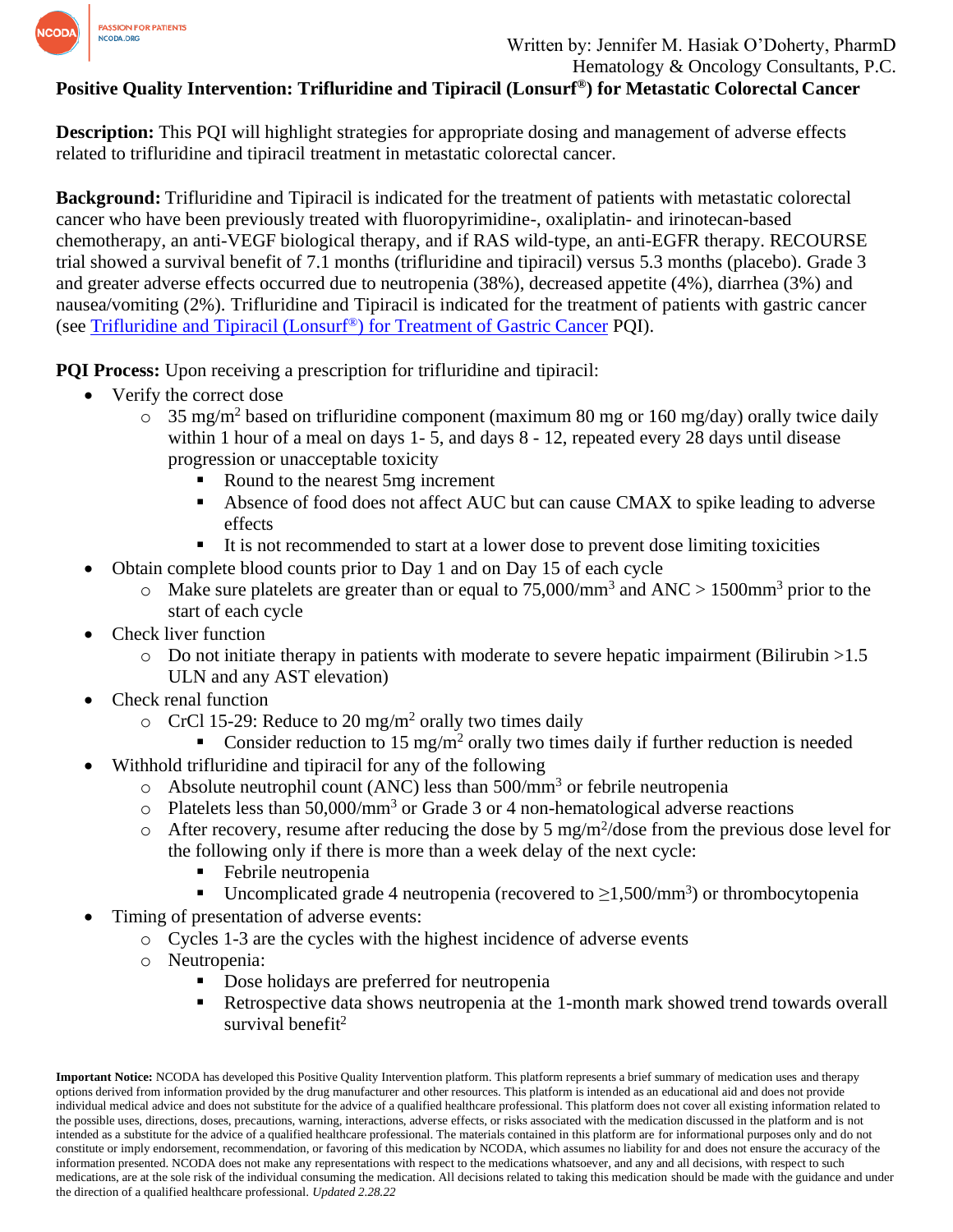Written by: Jennifer M. Hasiak O'Doherty, PharmD
Hematology & Oncology Consultants, P.C.

**Positive Quality Intervention: Trifluridine and Tipiracil (Lonsurf®) for Metastatic Colorectal Cancer**

**Description:** This PQI will highlight strategies for appropriate dosing and management of adverse effects related to trifluridine and tipiracil treatment in metastatic colorectal cancer.

**Background:** Trifluridine and Tipiracil is indicated for the treatment of patients with metastatic colorectal cancer who have been previously treated with fluoropyrimidine-, oxaliplatin- and irinotecan-based chemotherapy, an anti-VEGF biological therapy, and if RAS wild-type, an anti-EGFR therapy. RECOURSE trial showed a survival benefit of 7.1 months (trifluridine and tipiracil) versus 5.3 months (placebo). Grade 3 and greater adverse effects occurred due to neutropenia (38%), decreased appetite (4%), diarrhea (3%) and nausea/vomiting (2%). Trifluridine and Tipiracil is indicated for the treatment of patients with gastric cancer (see [Trifluridine and Tipiracil (Lonsurf®) for Treatment of Gastric Cancer]() PQI).

**PQI Process:** Upon receiving a prescription for trifluridine and tipiracil:

- Verify the correct dose
  - 35 $mg/m^2$ based on trifluridine component (maximum 80 mg or 160 mg/day) orally twice daily within 1 hour of a meal on days 1- 5, and days 8 - 12, repeated every 28 days until disease progression or unacceptable toxicity
    - Round to the nearest 5mg increment
    - Absence of food does not affect AUC but can cause CMAX to spike leading to adverse effects
    - It is not recommended to start at a lower dose to prevent dose limiting toxicities
- Obtain complete blood counts prior to Day 1 and on Day 15 of each cycle
  - Make sure platelets are greater than or equal to $75{,}000/mm^3$ and ANC > $1500mm^3$ prior to the start of each cycle
- Check liver function
  - Do not initiate therapy in patients with moderate to severe hepatic impairment (Bilirubin >1.5 ULN and any AST elevation)
- Check renal function
  - CrCl 15-29: Reduce to 20 $mg/m^2$ orally two times daily
    - Consider reduction to 15 $mg/m^2$ orally two times daily if further reduction is needed
- Withhold trifluridine and tipiracil for any of the following
  - Absolute neutrophil count (ANC) less than $500/mm^3$ or febrile neutropenia
  - Platelets less than $50{,}000/mm^3$ or Grade 3 or 4 non-hematological adverse reactions
  - After recovery, resume after reducing the dose by 5 $mg/m^2$/dose from the previous dose level for the following only if there is more than a week delay of the next cycle:
    - Febrile neutropenia
    - Uncomplicated grade 4 neutropenia (recovered to $\geq 1{,}500/mm^3$) or thrombocytopenia
- Timing of presentation of adverse events:
  - Cycles 1-3 are the cycles with the highest incidence of adverse events
  - Neutropenia:
    - Dose holidays are preferred for neutropenia
    - Retrospective data shows neutropenia at the 1-month mark showed trend towards overall survival benefit[2]

**Important Notice:** NCODA has developed this Positive Quality Intervention platform. This platform represents a brief summary of medication uses and therapy options derived from information provided by the drug manufacturer and other resources. This platform is intended as an educational aid and does not provide individual medical advice and does not substitute for the advice of a qualified healthcare professional. This platform does not cover all existing information related to the possible uses, directions, doses, precautions, warning, interactions, adverse effects, or risks associated with the medication discussed in the platform and is not intended as a substitute for the advice of a qualified healthcare professional. The materials contained in this platform are for informational purposes only and do not constitute or imply endorsement, recommendation, or favoring of this medication by NCODA, which assumes no liability for and does not ensure the accuracy of the information presented. NCODA does not make any representations with respect to the medications whatsoever, and any and all decisions, with respect to such medications, are at the sole risk of the individual consuming the medication. All decisions related to taking this medication should be made with the guidance and under the direction of a qualified healthcare professional. *Updated 2.28.22*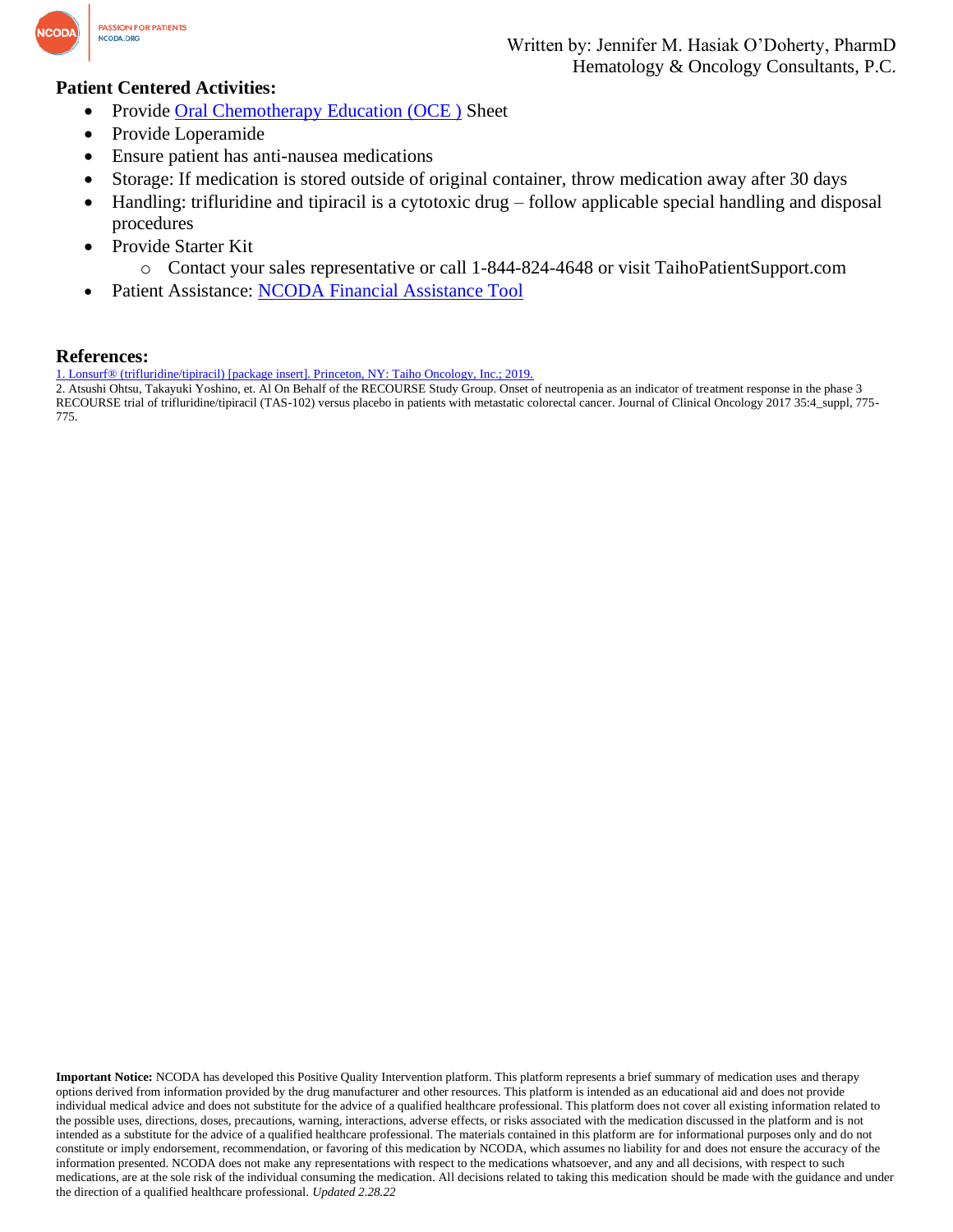**Patient Centered Activities:**

- Provide [Oral Chemotherapy Education (OCE )](#) Sheet
- Provide Loperamide
- Ensure patient has anti-nausea medications
- Storage: If medication is stored outside of original container, throw medication away after 30 days
- Handling: trifluridine and tipiracil is a cytotoxic drug – follow applicable special handling and disposal procedures
- Provide Starter Kit
    - Contact your sales representative or call 1-844-824-4648 or visit TaihoPatientSupport.com
- Patient Assistance: [NCODA Financial Assistance Tool](#)

**References:**

1. Lonsurf® (trifluridine/tipiracil) [package insert]. Princeton, NY: Taiho Oncology, Inc.; 2019.
2. Atsushi Ohtsu, Takayuki Yoshino, et. Al On Behalf of the RECOURSE Study Group. Onset of neutropenia as an indicator of treatment response in the phase 3 RECOURSE trial of trifluridine/tipiracil (TAS-102) versus placebo in patients with metastatic colorectal cancer. Journal of Clinical Oncology 2017 35:4_suppl, 775-775.

**Important Notice:** NCODA has developed this Positive Quality Intervention platform. This platform represents a brief summary of medication uses and therapy options derived from information provided by the drug manufacturer and other resources. This platform is intended as an educational aid and does not provide individual medical advice and does not substitute for the advice of a qualified healthcare professional. This platform does not cover all existing information related to the possible uses, directions, doses, precautions, warning, interactions, adverse effects, or risks associated with the medication discussed in the platform and is not intended as a substitute for the advice of a qualified healthcare professional. The materials contained in this platform are for informational purposes only and do not constitute or imply endorsement, recommendation, or favoring of this medication by NCODA, which assumes no liability for and does not ensure the accuracy of the information presented. NCODA does not make any representations with respect to the medications whatsoever, and any and all decisions, with respect to such medications, are at the sole risk of the individual consuming the medication. All decisions related to taking this medication should be made with the guidance and under the direction of a qualified healthcare professional. *Updated 2.28.22*